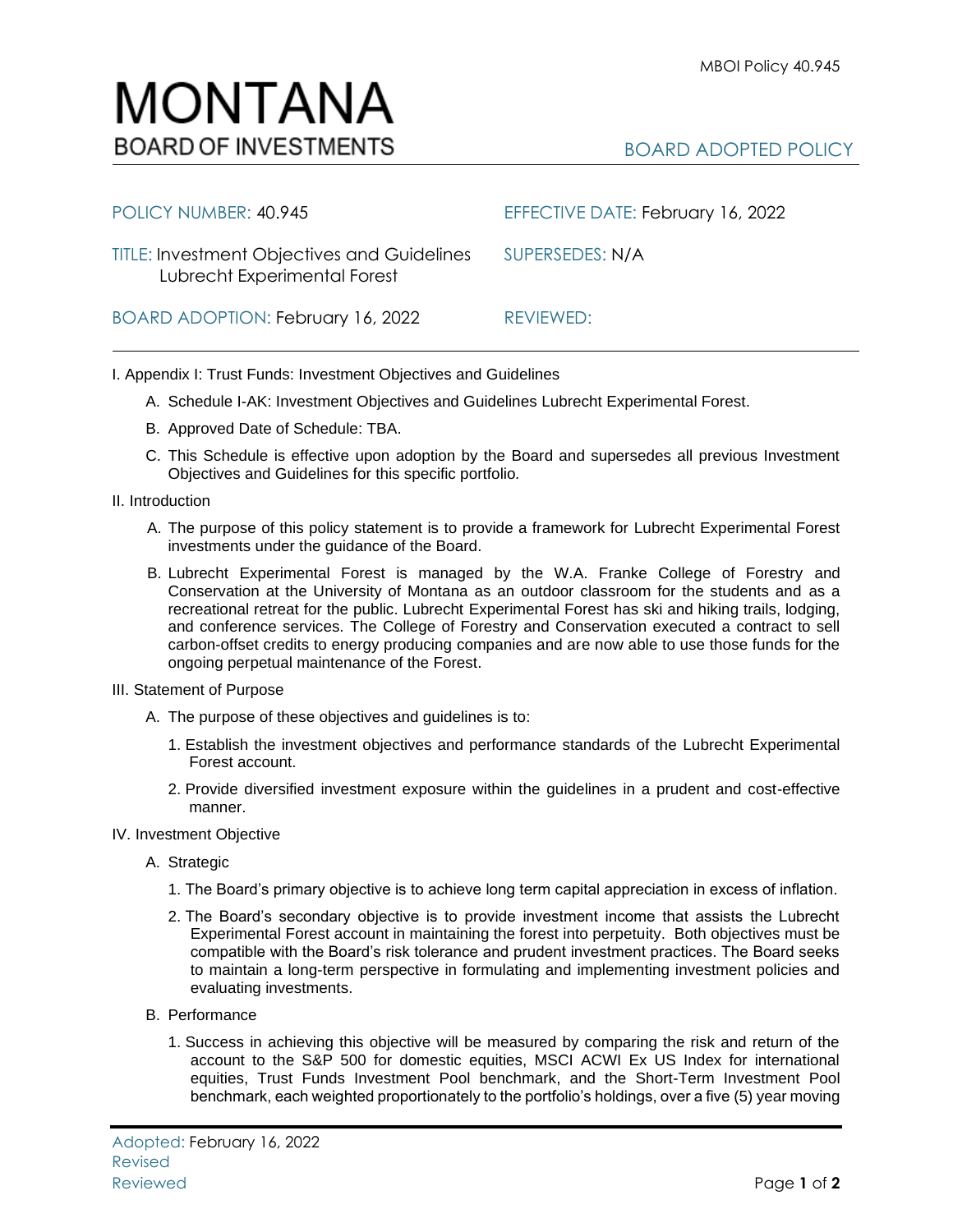# MONTANA BOARD OF INVESTMENTS

BOARD ADOPTED POLICY

| | |
|---|---|
| POLICY NUMBER: 40.945 | EFFECTIVE DATE: February 16, 2022 |
| TITLE: Investment Objectives and Guidelines Lubrecht Experimental Forest | SUPERSEDES: N/A |
| BOARD ADOPTION: February 16, 2022 | REVIEWED: |

I. Appendix I: Trust Funds: Investment Objectives and Guidelines

A. Schedule I-AK: Investment Objectives and Guidelines Lubrecht Experimental Forest.

B. Approved Date of Schedule: TBA.

C. This Schedule is effective upon adoption by the Board and supersedes all previous Investment Objectives and Guidelines for this specific portfolio.

II. Introduction

A. The purpose of this policy statement is to provide a framework for Lubrecht Experimental Forest investments under the guidance of the Board.

B. Lubrecht Experimental Forest is managed by the W.A. Franke College of Forestry and Conservation at the University of Montana as an outdoor classroom for the students and as a recreational retreat for the public. Lubrecht Experimental Forest has ski and hiking trails, lodging, and conference services. The College of Forestry and Conservation executed a contract to sell carbon-offset credits to energy producing companies and are now able to use those funds for the ongoing perpetual maintenance of the Forest.

III. Statement of Purpose

A. The purpose of these objectives and guidelines is to:

1. Establish the investment objectives and performance standards of the Lubrecht Experimental Forest account.

2. Provide diversified investment exposure within the guidelines in a prudent and cost-effective manner.

IV. Investment Objective

A. Strategic

1. The Board's primary objective is to achieve long term capital appreciation in excess of inflation.

2. The Board's secondary objective is to provide investment income that assists the Lubrecht Experimental Forest account in maintaining the forest into perpetuity. Both objectives must be compatible with the Board's risk tolerance and prudent investment practices. The Board seeks to maintain a long-term perspective in formulating and implementing investment policies and evaluating investments.

B. Performance

1. Success in achieving this objective will be measured by comparing the risk and return of the account to the S&P 500 for domestic equities, MSCI ACWI Ex US Index for international equities, Trust Funds Investment Pool benchmark, and the Short-Term Investment Pool benchmark, each weighted proportionately to the portfolio's holdings, over a five (5) year moving

Adopted: February 16, 2022
Revised
Reviewed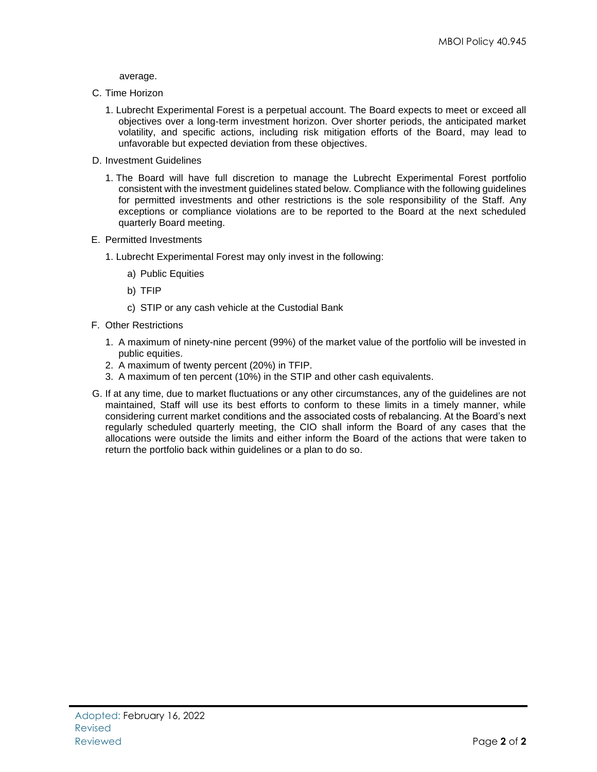average.

C. Time Horizon

1. Lubrecht Experimental Forest is a perpetual account. The Board expects to meet or exceed all objectives over a long-term investment horizon. Over shorter periods, the anticipated market volatility, and specific actions, including risk mitigation efforts of the Board, may lead to unfavorable but expected deviation from these objectives.

D. Investment Guidelines

1. The Board will have full discretion to manage the Lubrecht Experimental Forest portfolio consistent with the investment guidelines stated below. Compliance with the following guidelines for permitted investments and other restrictions is the sole responsibility of the Staff. Any exceptions or compliance violations are to be reported to the Board at the next scheduled quarterly Board meeting.

E. Permitted Investments

1. Lubrecht Experimental Forest may only invest in the following:

   a) Public Equities

   b) TFIP

   c) STIP or any cash vehicle at the Custodial Bank

F. Other Restrictions

1. A maximum of ninety-nine percent (99%) of the market value of the portfolio will be invested in public equities.
2. A maximum of twenty percent (20%) in TFIP.
3. A maximum of ten percent (10%) in the STIP and other cash equivalents.

G. If at any time, due to market fluctuations or any other circumstances, any of the guidelines are not maintained, Staff will use its best efforts to conform to these limits in a timely manner, while considering current market conditions and the associated costs of rebalancing. At the Board's next regularly scheduled quarterly meeting, the CIO shall inform the Board of any cases that the allocations were outside the limits and either inform the Board of the actions that were taken to return the portfolio back within guidelines or a plan to do so.

Adopted: February 16, 2022
Revised
Reviewed